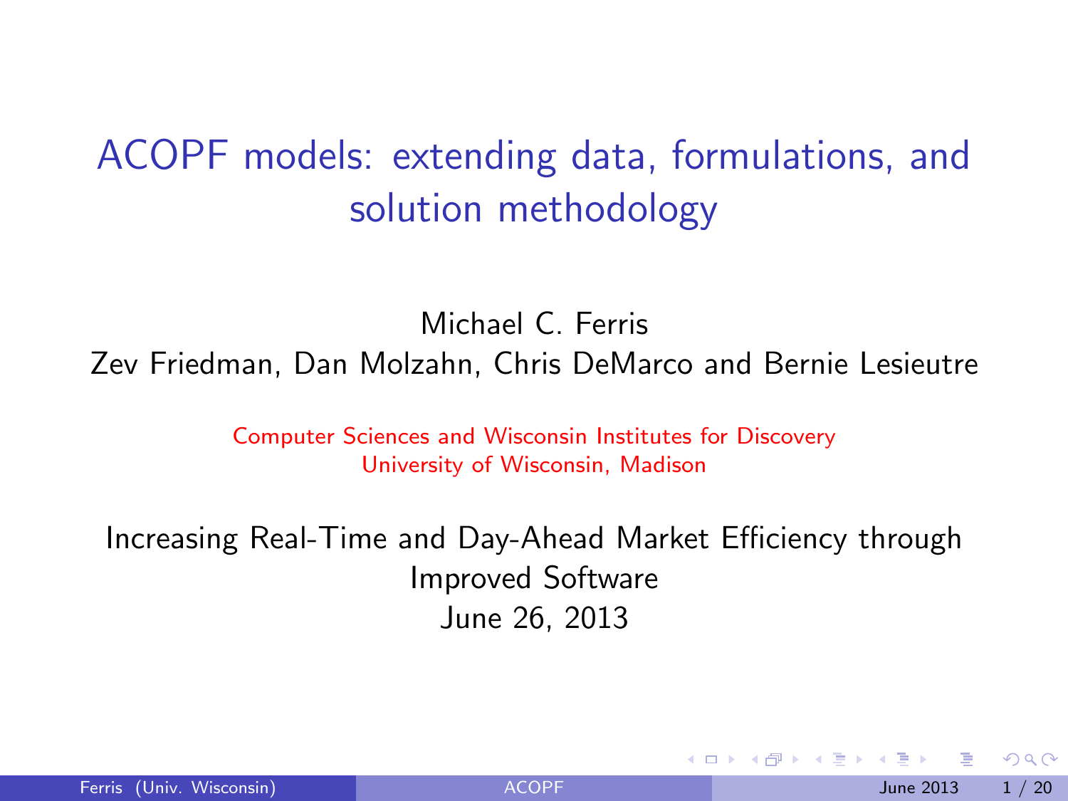# ACOPF models: extending data, formulations, and solution methodology

Michael C. Ferris

Zev Friedman, Dan Molzahn, Chris DeMarco and Bernie Lesieutre

Computer Sciences and Wisconsin Institutes for Discovery
University of Wisconsin, Madison

Increasing Real-Time and Day-Ahead Market Efficiency through Improved Software
June 26, 2013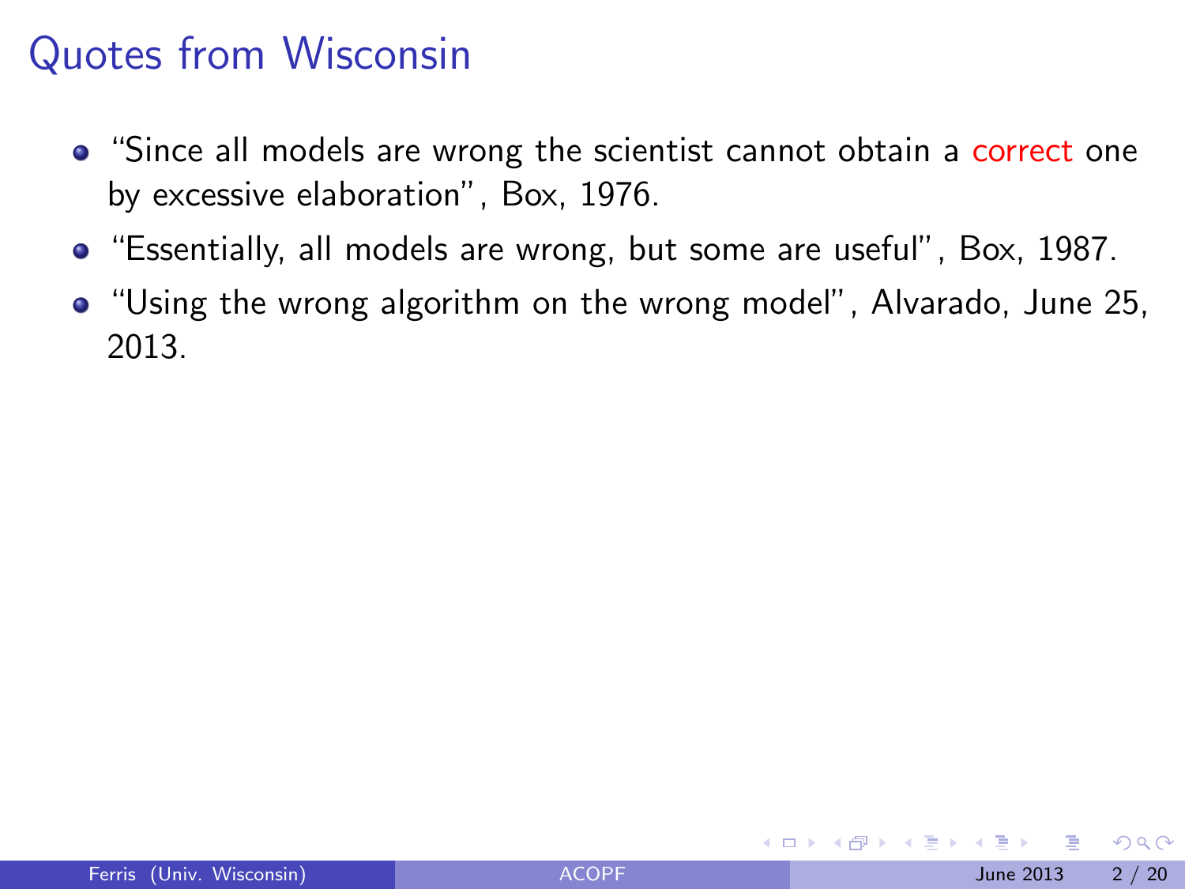# Quotes from Wisconsin

- "Since all models are wrong the scientist cannot obtain a correct one by excessive elaboration", Box, 1976.
- "Essentially, all models are wrong, but some are useful", Box, 1987.
- "Using the wrong algorithm on the wrong model", Alvarado, June 25, 2013.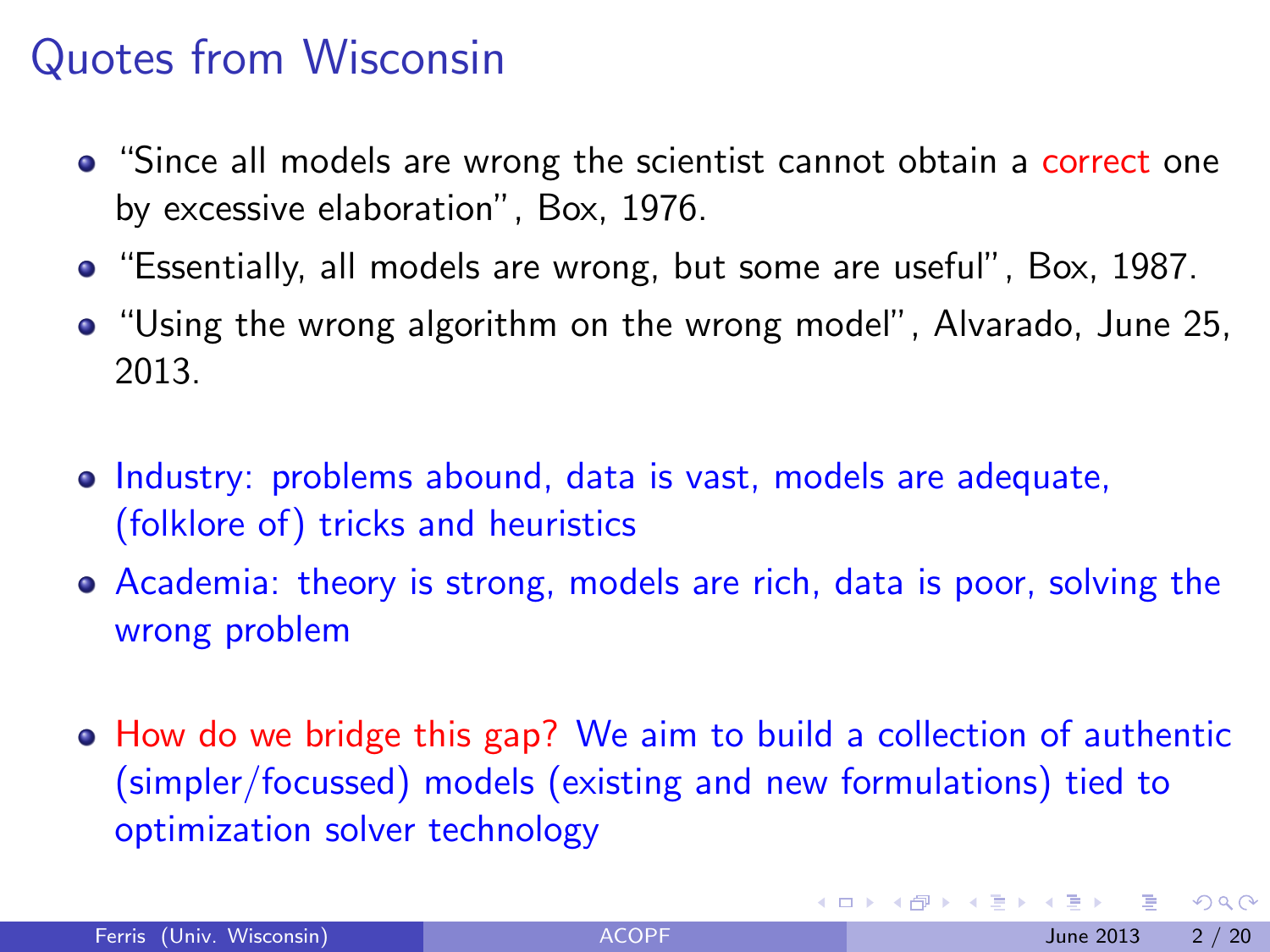# Quotes from Wisconsin

- "Since all models are wrong the scientist cannot obtain a correct one by excessive elaboration", Box, 1976.
- "Essentially, all models are wrong, but some are useful", Box, 1987.
- "Using the wrong algorithm on the wrong model", Alvarado, June 25, 2013.

- Industry: problems abound, data is vast, models are adequate, (folklore of) tricks and heuristics
- Academia: theory is strong, models are rich, data is poor, solving the wrong problem

- How do we bridge this gap? We aim to build a collection of authentic (simpler/focussed) models (existing and new formulations) tied to optimization solver technology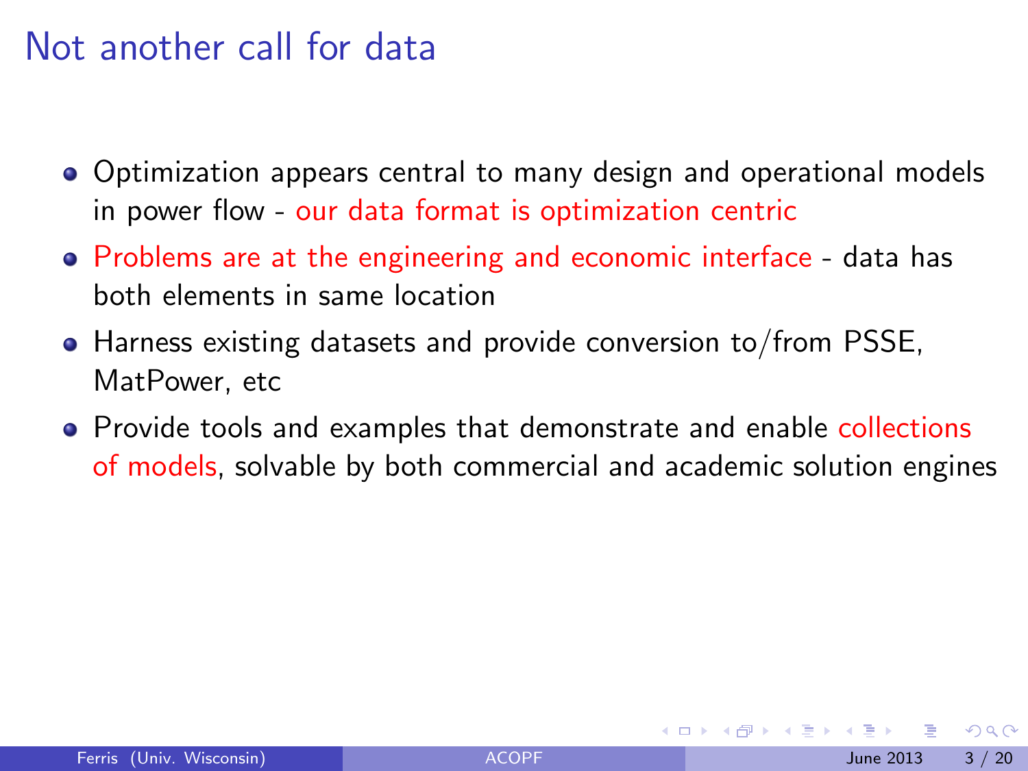# Not another call for data

- Optimization appears central to many design and operational models in power flow - our data format is optimization centric
- Problems are at the engineering and economic interface - data has both elements in same location
- Harness existing datasets and provide conversion to/from PSSE, MatPower, etc
- Provide tools and examples that demonstrate and enable collections of models, solvable by both commercial and academic solution engines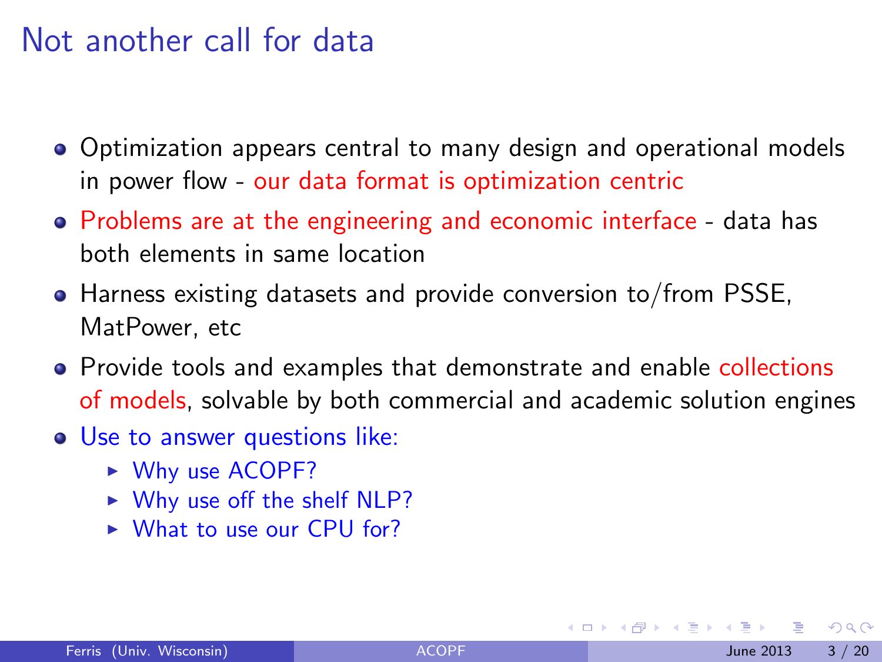# Not another call for data

- Optimization appears central to many design and operational models in power flow - our data format is optimization centric
- Problems are at the engineering and economic interface - data has both elements in same location
- Harness existing datasets and provide conversion to/from PSSE, MatPower, etc
- Provide tools and examples that demonstrate and enable collections of models, solvable by both commercial and academic solution engines
- Use to answer questions like:
  - Why use ACOPF?
  - Why use off the shelf NLP?
  - What to use our CPU for?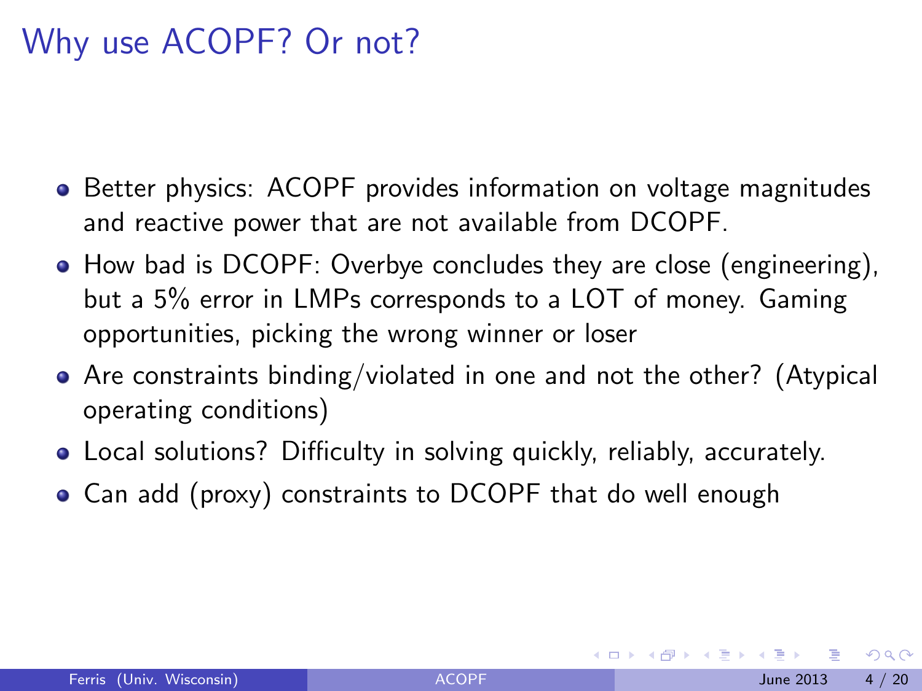# Why use ACOPF? Or not?

- Better physics: ACOPF provides information on voltage magnitudes and reactive power that are not available from DCOPF.
- How bad is DCOPF: Overbye concludes they are close (engineering), but a 5% error in LMPs corresponds to a LOT of money. Gaming opportunities, picking the wrong winner or loser
- Are constraints binding/violated in one and not the other? (Atypical operating conditions)
- Local solutions? Difficulty in solving quickly, reliably, accurately.
- Can add (proxy) constraints to DCOPF that do well enough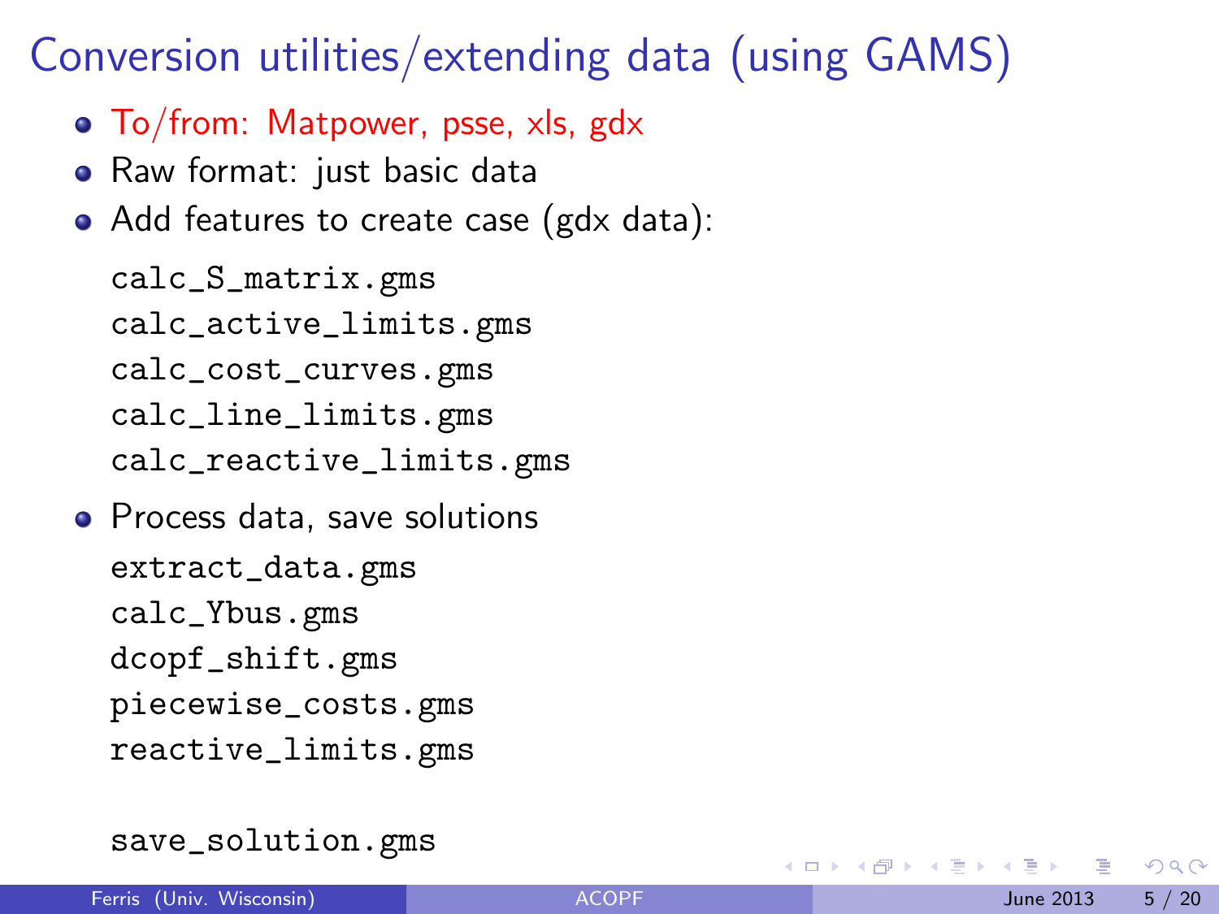# Conversion utilities/extending data (using GAMS)

- To/from: Matpower, psse, xls, gdx
- Raw format: just basic data
- Add features to create case (gdx data):

```
calc_S_matrix.gms
calc_active_limits.gms
calc_cost_curves.gms
calc_line_limits.gms
calc_reactive_limits.gms
```

- Process data, save solutions

```
extract_data.gms
calc_Ybus.gms
dcopf_shift.gms
piecewise_costs.gms
reactive_limits.gms


save_solution.gms
```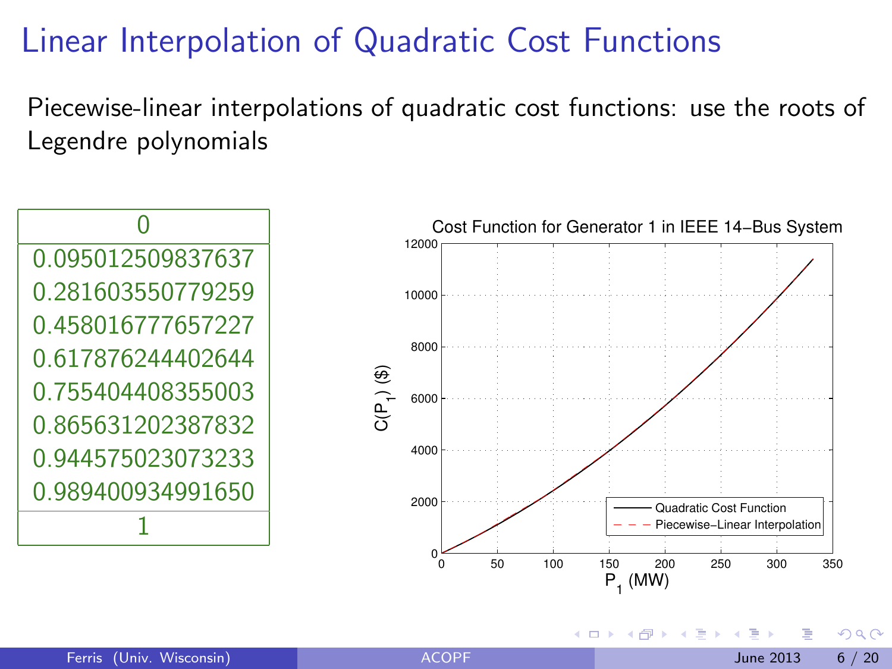# Linear Interpolation of Quadratic Cost Functions

Piecewise-linear interpolations of quadratic cost functions: use the roots of Legendre polynomials

| 0 |
|---|
| 0.095012509837637 |
| 0.281603550779259 |
| 0.458016777657227 |
| 0.617876244402644 |
| 0.755404408355003 |
| 0.865631202387832 |
| 0.944575023073233 |
| 0.989400934991650 |
| 1 |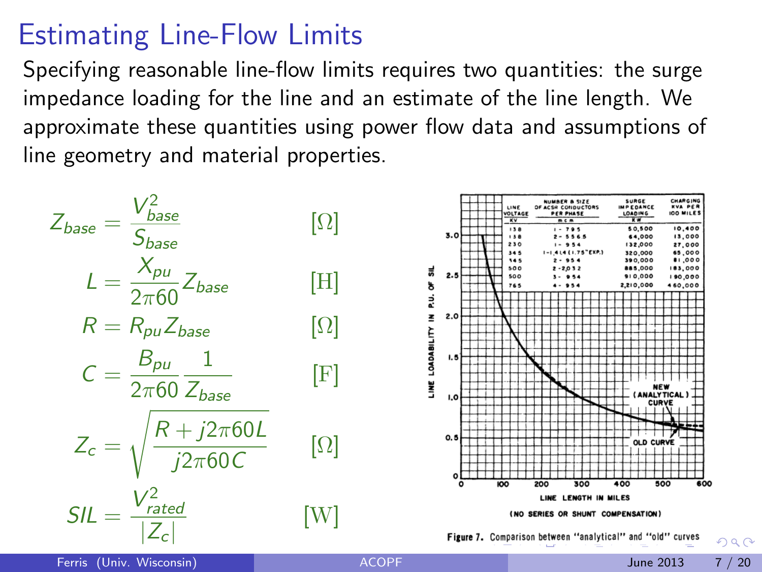# Estimating Line-Flow Limits

Specifying reasonable line-flow limits requires two quantities: the surge impedance loading for the line and an estimate of the line length. We approximate these quantities using power flow data and assumptions of line geometry and material properties.

$$Z_{base} = \frac{V_{base}^2}{S_{base}} \qquad [\Omega]$$

$$L = \frac{X_{pu}}{2\pi 60} Z_{base} \qquad [\mathrm{H}]$$

$$R = R_{pu} Z_{base} \qquad [\Omega]$$

$$C = \frac{B_{pu}}{2\pi 60} \frac{1}{Z_{base}} \qquad [\mathrm{F}]$$

$$Z_c = \sqrt{\frac{R + j2\pi 60 L}{j2\pi 60 C}} \qquad [\Omega]$$

$$SIL = \frac{V_{rated}^2}{|Z_c|} \qquad [\mathrm{W}]$$

| LINE VOLTAGE KV | NUMBER & SIZE OF ACSR CONDUCTORS PER PHASE (m c m) | SURGE IMPEDANCE LOADING KW | CHARGING KVA PER 100 MILES |
|---|---|---|---|
| 138 | 1 - 795 | 50,500 | 10,400 |
| 138 | 2 - 556.5 | 64,000 | 13,000 |
| 230 | 1 - 954 | 132,000 | 27,000 |
| 345 | 1-1,414 (1.75" EXP.) | 320,000 | 65,000 |
| 345 | 2 - 954 | 390,000 | 81,000 |
| 500 | 2 - 2,032 | 885,000 | 183,000 |
| 500 | 3 - 954 | 910,000 | 190,000 |
| 765 | 4 - 954 | 2,210,000 | 460,000 |

LINE LOADABILITY IN P.U. OF SIL vs. LINE LENGTH IN MILES (NO SERIES OR SHUNT COMPENSATION) — NEW (ANALYTICAL) CURVE, OLD CURVE

**Figure 7.** Comparison between "analytical" and "old" curves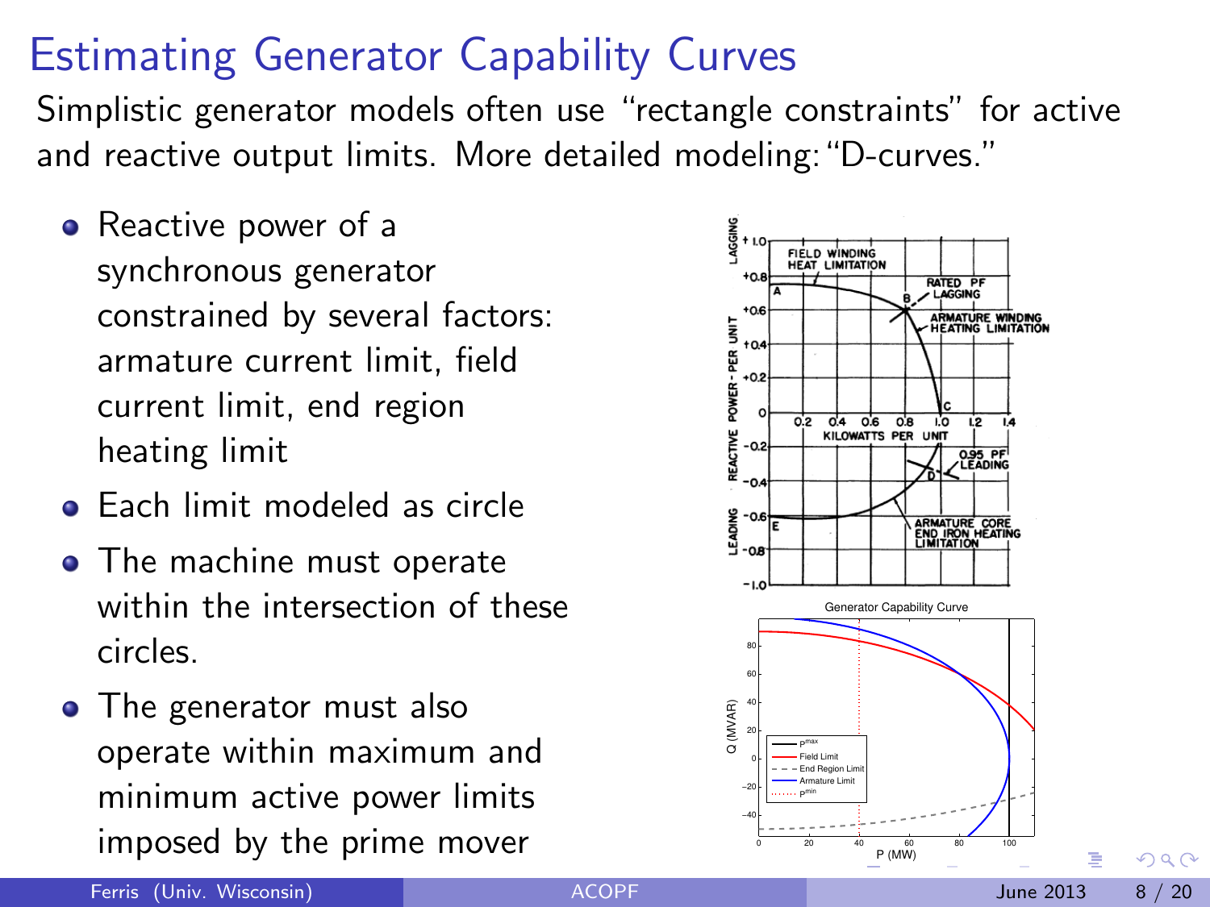# Estimating Generator Capability Curves

Simplistic generator models often use "rectangle constraints" for active and reactive output limits. More detailed modeling: "D-curves."

- Reactive power of a synchronous generator constrained by several factors: armature current limit, field current limit, end region heating limit
- Each limit modeled as circle
- The machine must operate within the intersection of these circles.
- The generator must also operate within maximum and minimum active power limits imposed by the prime mover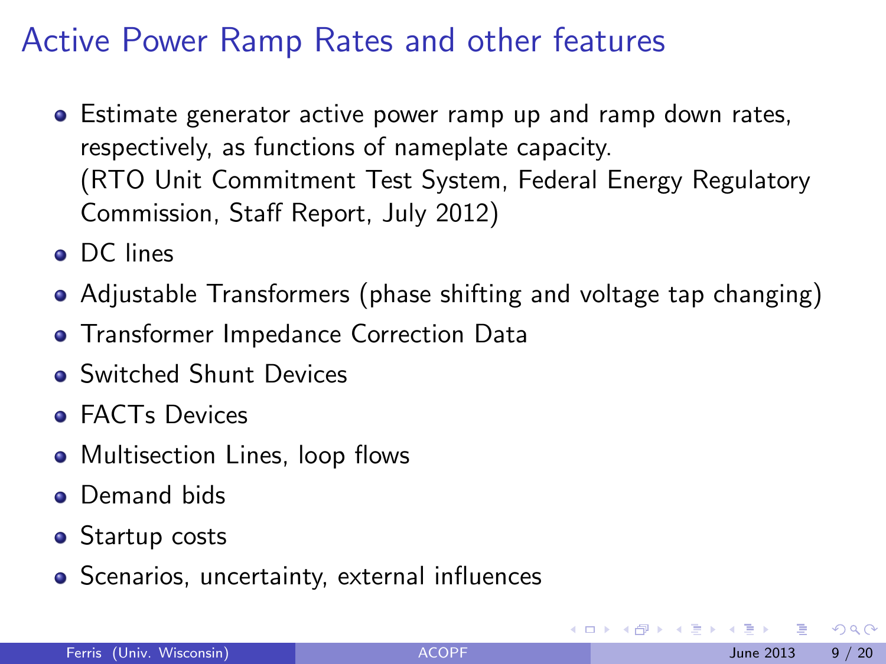# Active Power Ramp Rates and other features

- Estimate generator active power ramp up and ramp down rates, respectively, as functions of nameplate capacity.
  (RTO Unit Commitment Test System, Federal Energy Regulatory Commission, Staff Report, July 2012)
- DC lines
- Adjustable Transformers (phase shifting and voltage tap changing)
- Transformer Impedance Correction Data
- Switched Shunt Devices
- FACTs Devices
- Multisection Lines, loop flows
- Demand bids
- Startup costs
- Scenarios, uncertainty, external influences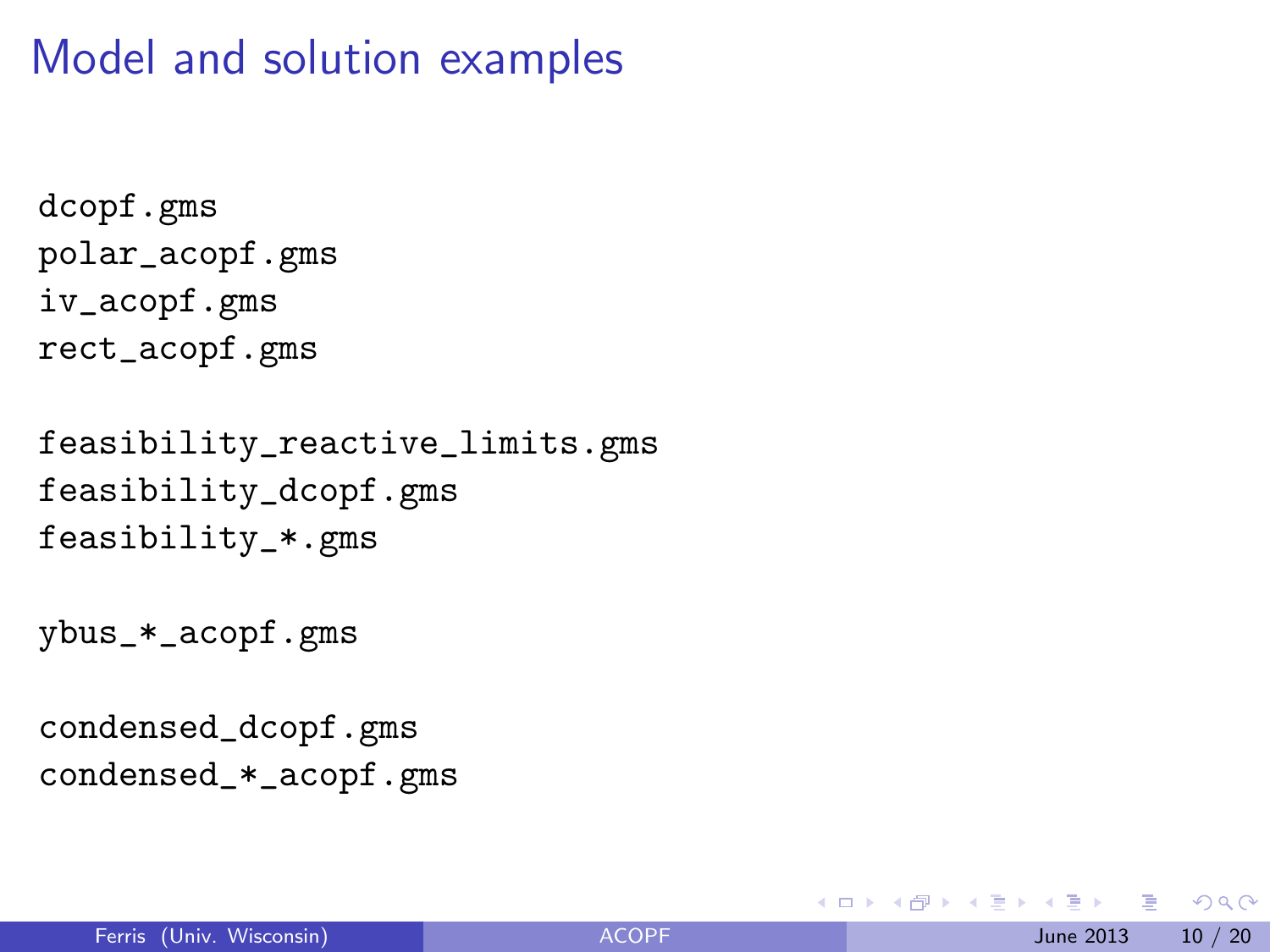# Model and solution examples

```
dcopf.gms
polar_acopf.gms
iv_acopf.gms
rect_acopf.gms

feasibility_reactive_limits.gms
feasibility_dcopf.gms
feasibility_*.gms

ybus_*_acopf.gms

condensed_dcopf.gms
condensed_*_acopf.gms
```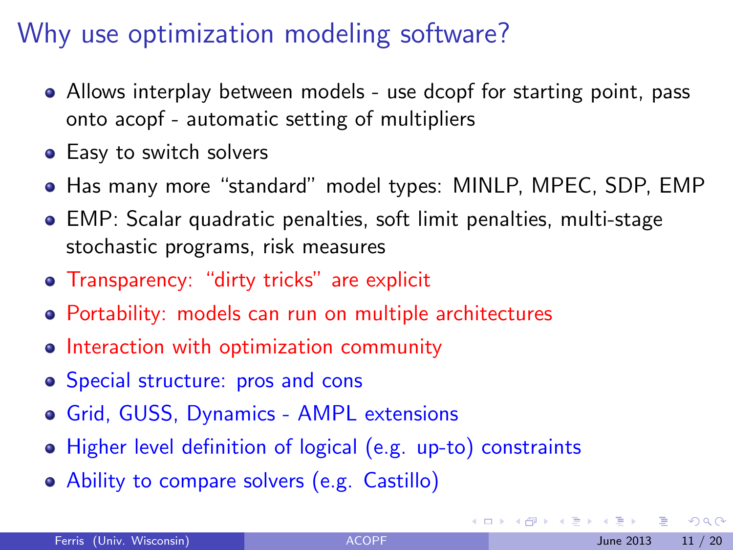# Why use optimization modeling software?

- Allows interplay between models - use dcopf for starting point, pass onto acopf - automatic setting of multipliers
- Easy to switch solvers
- Has many more "standard" model types: MINLP, MPEC, SDP, EMP
- EMP: Scalar quadratic penalties, soft limit penalties, multi-stage stochastic programs, risk measures
- Transparency: "dirty tricks" are explicit
- Portability: models can run on multiple architectures
- Interaction with optimization community
- Special structure: pros and cons
- Grid, GUSS, Dynamics - AMPL extensions
- Higher level definition of logical (e.g. up-to) constraints
- Ability to compare solvers (e.g. Castillo)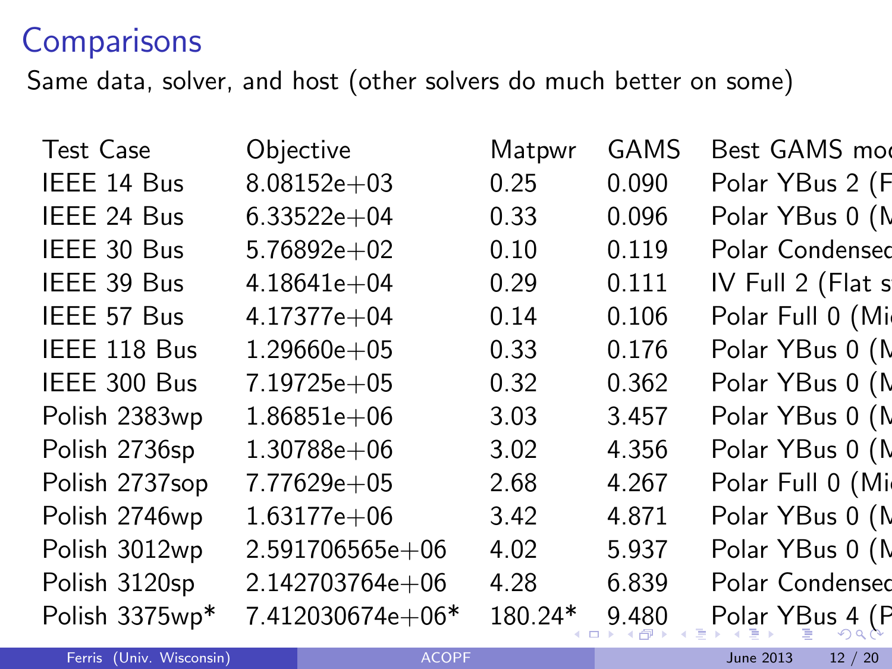# Comparisons

Same data, solver, and host (other solvers do much better on some)

| Test Case | Objective | Matpwr | GAMS | Best GAMS mod |
|---|---|---|---|---|
| IEEE 14 Bus | 8.08152e+03 | 0.25 | 0.090 | Polar YBus 2 (F |
| IEEE 24 Bus | 6.33522e+04 | 0.33 | 0.096 | Polar YBus 0 (M |
| IEEE 30 Bus | 5.76892e+02 | 0.10 | 0.119 | Polar Condensed |
| IEEE 39 Bus | 4.18641e+04 | 0.29 | 0.111 | IV Full 2 (Flat s |
| IEEE 57 Bus | 4.17377e+04 | 0.14 | 0.106 | Polar Full 0 (Mi |
| IEEE 118 Bus | 1.29660e+05 | 0.33 | 0.176 | Polar YBus 0 (M |
| IEEE 300 Bus | 7.19725e+05 | 0.32 | 0.362 | Polar YBus 0 (M |
| Polish 2383wp | 1.86851e+06 | 3.03 | 3.457 | Polar YBus 0 (M |
| Polish 2736sp | 1.30788e+06 | 3.02 | 4.356 | Polar YBus 0 (M |
| Polish 2737sop | 7.77629e+05 | 2.68 | 4.267 | Polar Full 0 (Mi |
| Polish 2746wp | 1.63177e+06 | 3.42 | 4.871 | Polar YBus 0 (M |
| Polish 3012wp | 2.591706565e+06 | 4.02 | 5.937 | Polar YBus 0 (M |
| Polish 3120sp | 2.142703764e+06 | 4.28 | 6.839 | Polar Condensed |
| Polish 3375wp* | 7.412030674e+06* | 180.24* | 9.480 | Polar YBus 4 (P |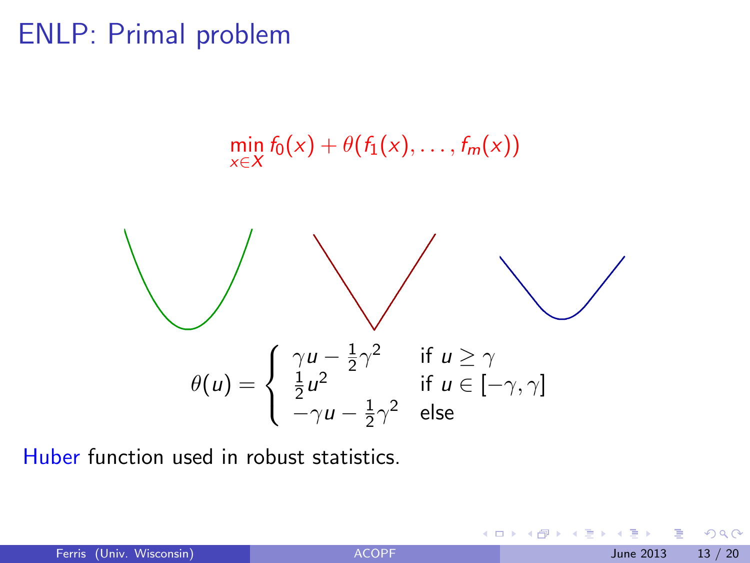# ENLP: Primal problem

$$\min_{x \in X} f_0(x) + \theta(f_1(x), \ldots, f_m(x))$$

$$\theta(u) = \begin{cases} \gamma u - \frac{1}{2}\gamma^2 & \text{if } u \geq \gamma \\ \frac{1}{2}u^2 & \text{if } u \in [-\gamma, \gamma] \\ -\gamma u - \frac{1}{2}\gamma^2 & \text{else} \end{cases}$$

Huber function used in robust statistics.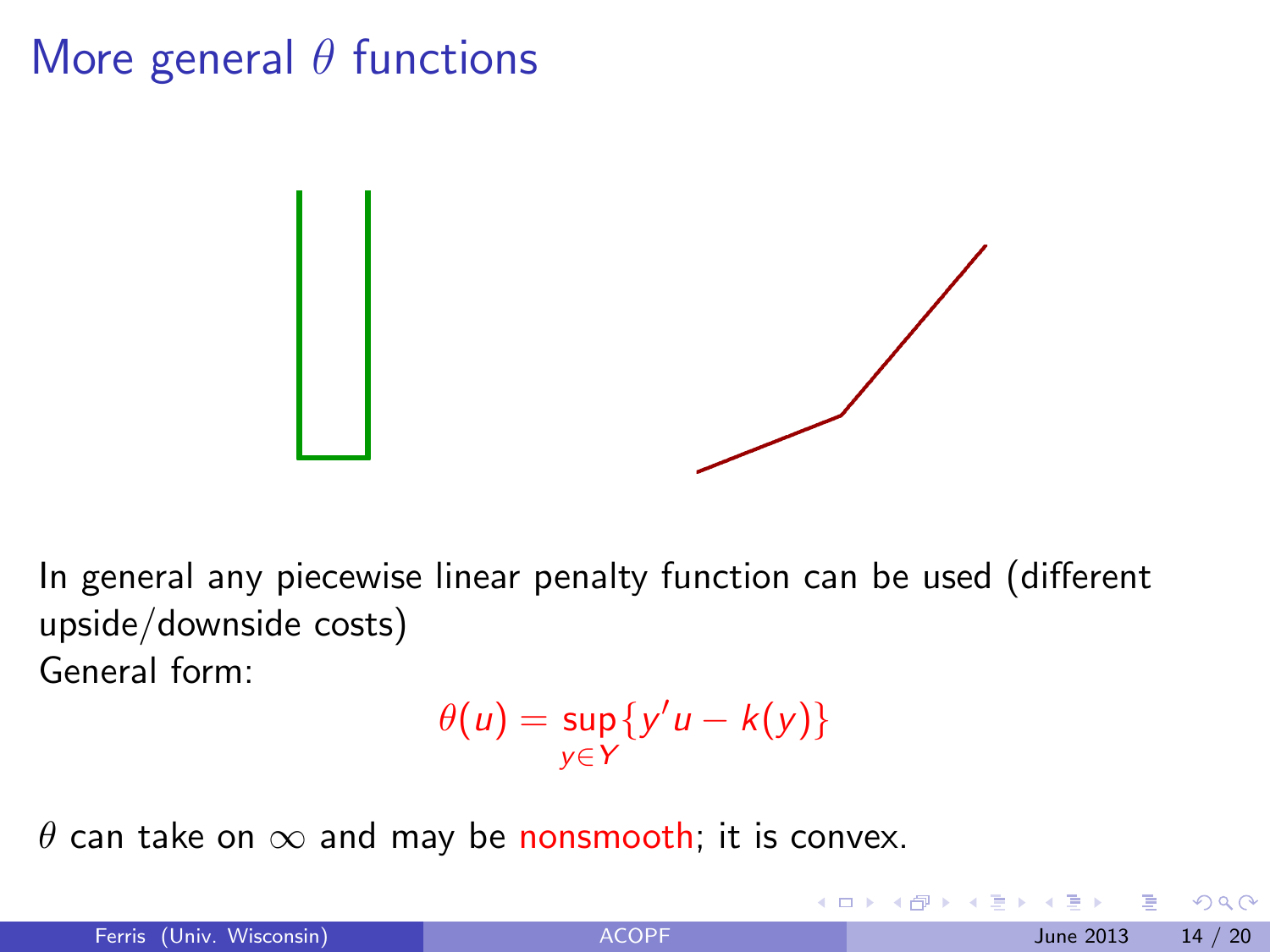# More general $\theta$ functions

In general any piecewise linear penalty function can be used (different upside/downside costs)
General form:

$$\theta(u) = \sup_{y \in Y} \{y'u - k(y)\}$$

$\theta$ can take on $\infty$ and may be nonsmooth; it is convex.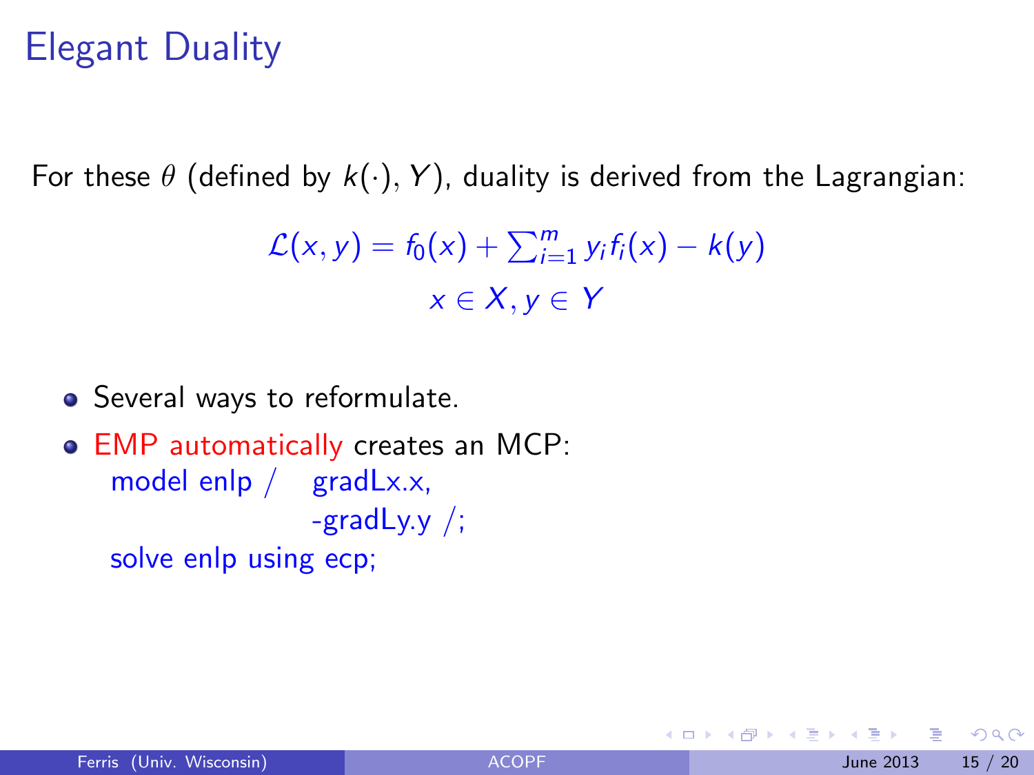# Elegant Duality

For these $\theta$ (defined by $k(\cdot), Y$), duality is derived from the Lagrangian:

$$\mathcal{L}(x, y) = f_0(x) + \sum_{i=1}^{m} y_i f_i(x) - k(y)$$
$$x \in X, y \in Y$$

- Several ways to reformulate.
- EMP automatically creates an MCP:

```
model enlp /   gradLx.x,
               -gradLy.y /;
solve enlp using ecp;
```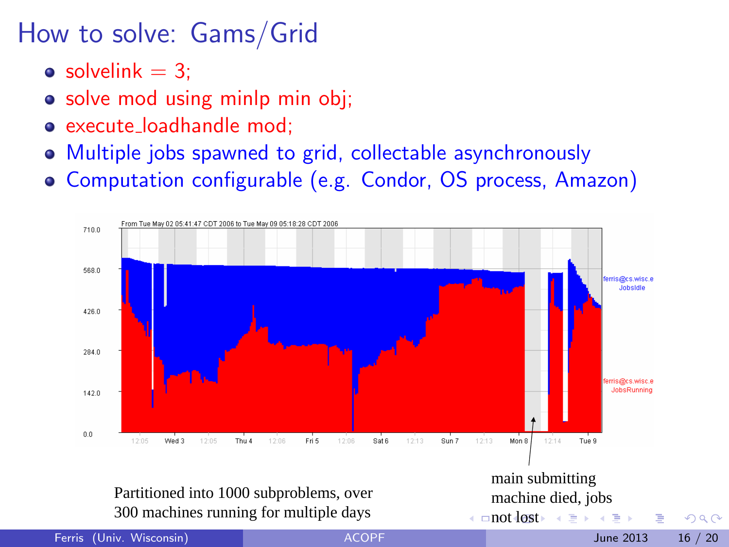# How to solve: Gams/Grid

- solvelink = 3;
- solve mod using minlp min obj;
- execute_loadhandle mod;
- Multiple jobs spawned to grid, collectable asynchronously
- Computation configurable (e.g. Condor, OS process, Amazon)

Partitioned into 1000 subproblems, over 300 machines running for multiple days

main submitting machine died, jobs not lost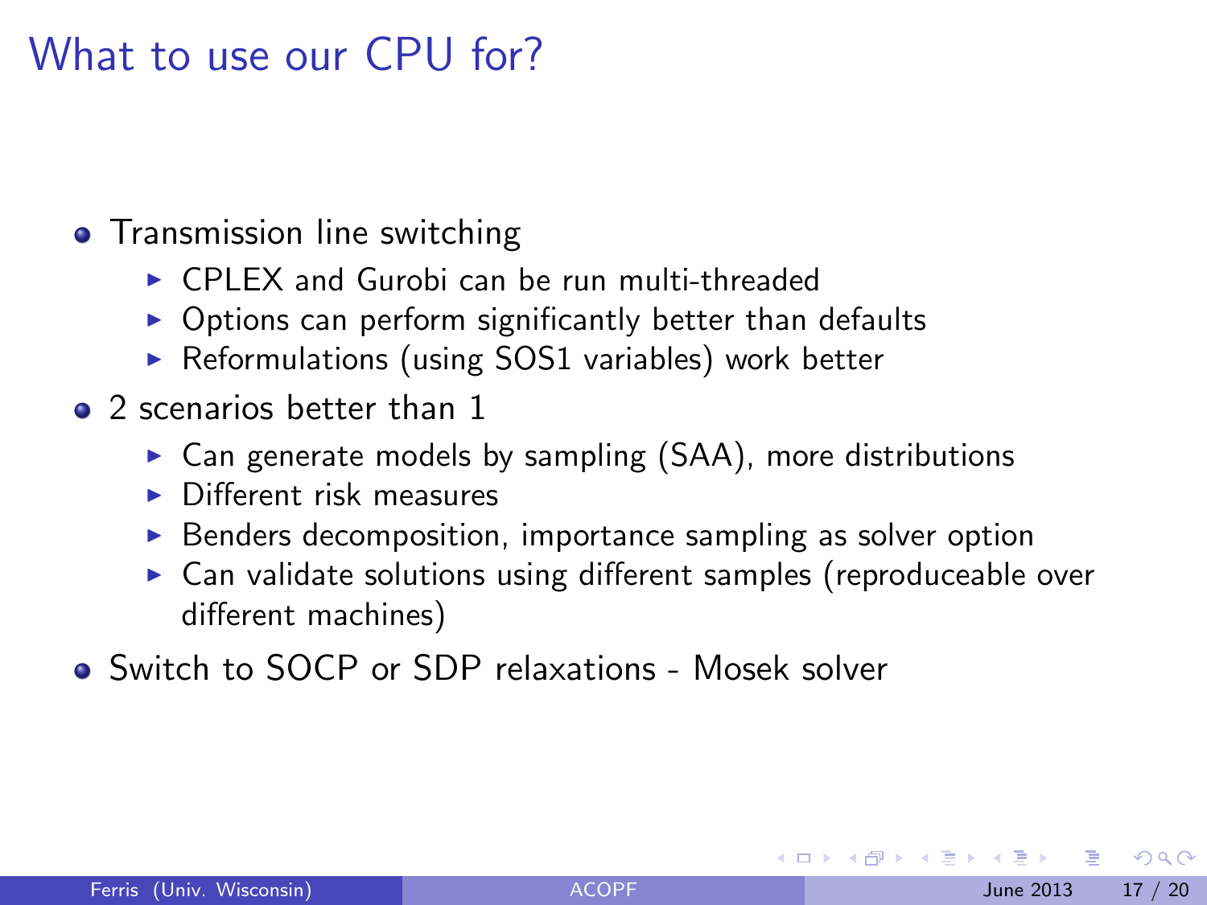# What to use our CPU for?

- Transmission line switching
  - CPLEX and Gurobi can be run multi-threaded
  - Options can perform significantly better than defaults
  - Reformulations (using SOS1 variables) work better
- 2 scenarios better than 1
  - Can generate models by sampling (SAA), more distributions
  - Different risk measures
  - Benders decomposition, importance sampling as solver option
  - Can validate solutions using different samples (reproduceable over different machines)
- Switch to SOCP or SDP relaxations - Mosek solver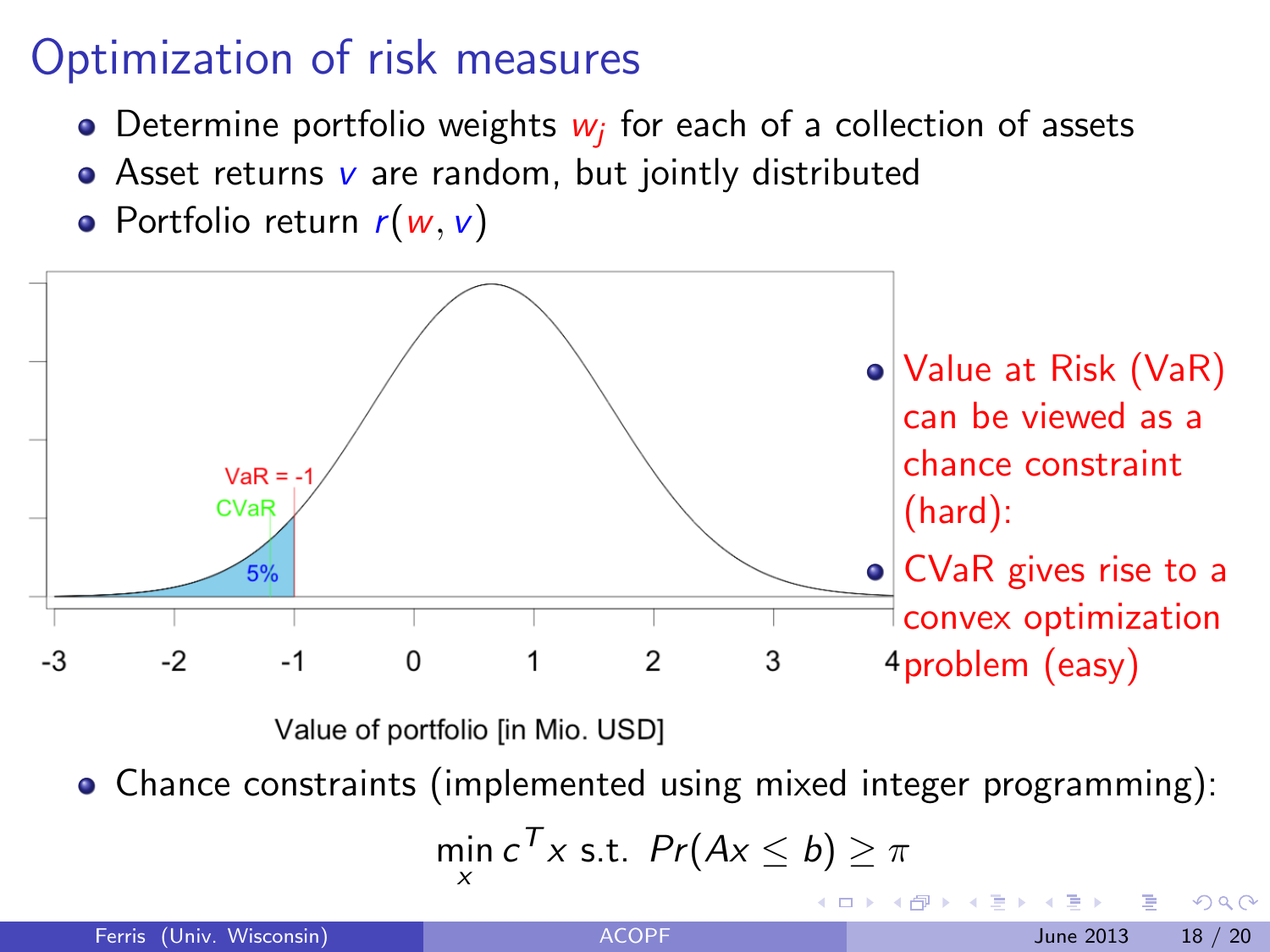# Optimization of risk measures

- Determine portfolio weights $w_j$ for each of a collection of assets
- Asset returns $v$ are random, but jointly distributed
- Portfolio return $r(w, v)$

- Value at Risk (VaR) can be viewed as a chance constraint (hard):
- CVaR gives rise to a convex optimization problem (easy)

- Chance constraints (implemented using mixed integer programming):

$$\min_x c^T x \text{ s.t. } Pr(Ax \le b) \ge \pi$$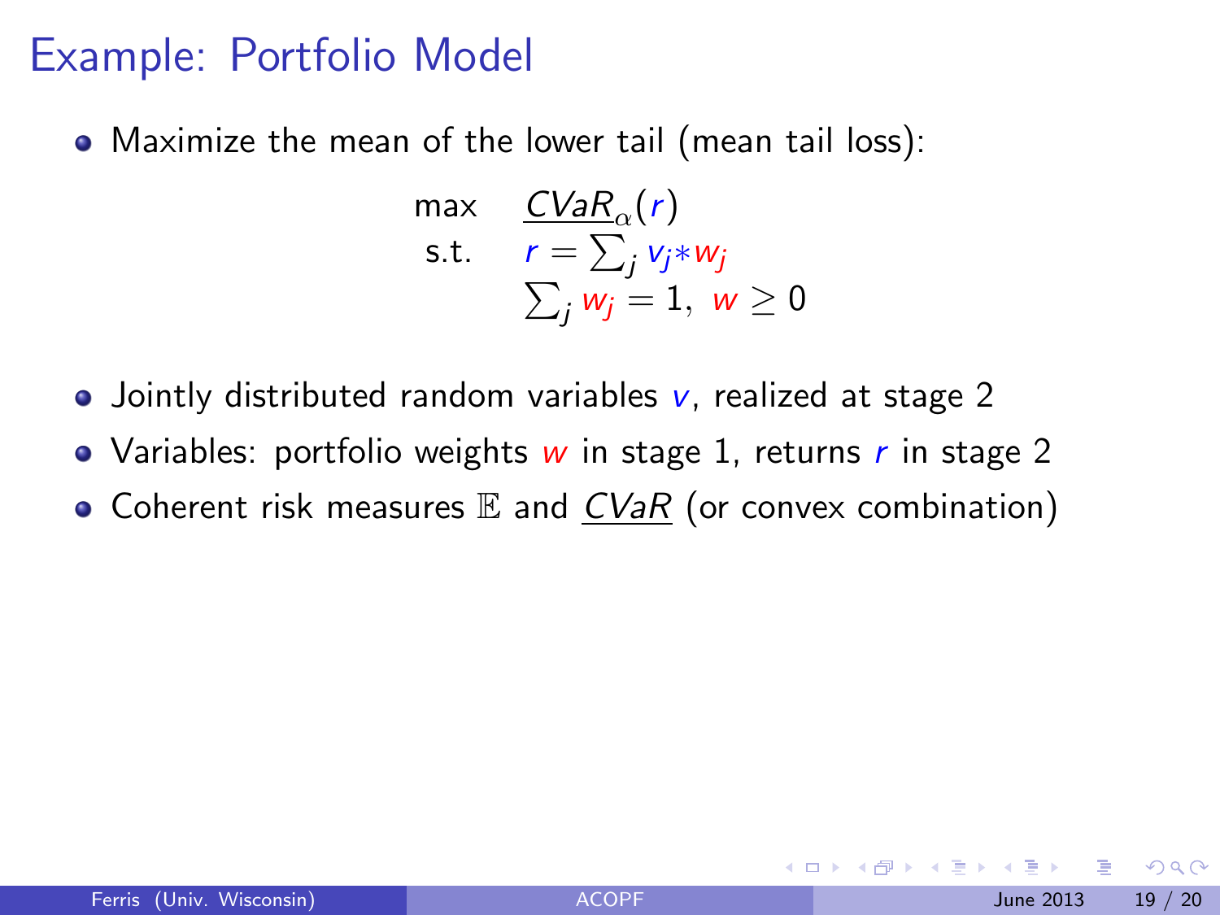# Example: Portfolio Model

- Maximize the mean of the lower tail (mean tail loss):

$$
\begin{array}{ll}
\max & \underline{CVaR}_{\alpha}(r) \\
\text{s.t.} & r = \sum_j v_j * w_j \\
& \sum_j w_j = 1, \; w \geq 0
\end{array}
$$

- Jointly distributed random variables $v$, realized at stage 2
- Variables: portfolio weights $w$ in stage 1, returns $r$ in stage 2
- Coherent risk measures $\mathbb{E}$ and $\underline{CVaR}$ (or convex combination)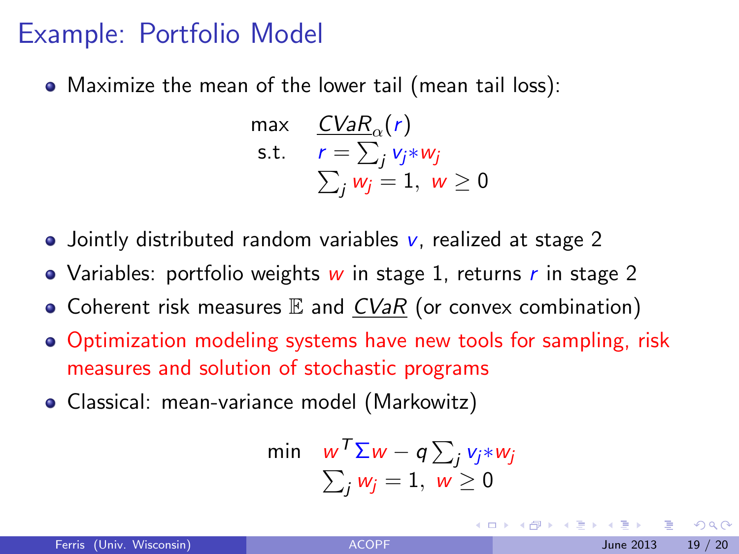# Example: Portfolio Model

- Maximize the mean of the lower tail (mean tail loss):

$$
\begin{array}{ll}
\max & \underline{CVaR}_{\alpha}(r) \\
\text{s.t.} & r = \sum_j v_j * w_j \\
& \sum_j w_j = 1, \; w \geq 0
\end{array}
$$

- Jointly distributed random variables $v$, realized at stage 2
- Variables: portfolio weights $w$ in stage 1, returns $r$ in stage 2
- Coherent risk measures $\mathbb{E}$ and $\underline{CVaR}$ (or convex combination)
- Optimization modeling systems have new tools for sampling, risk measures and solution of stochastic programs
- Classical: mean-variance model (Markowitz)

$$
\begin{array}{ll}
\min & w^T \Sigma w - q \sum_j v_j * w_j \\
& \sum_j w_j = 1, \; w \geq 0
\end{array}
$$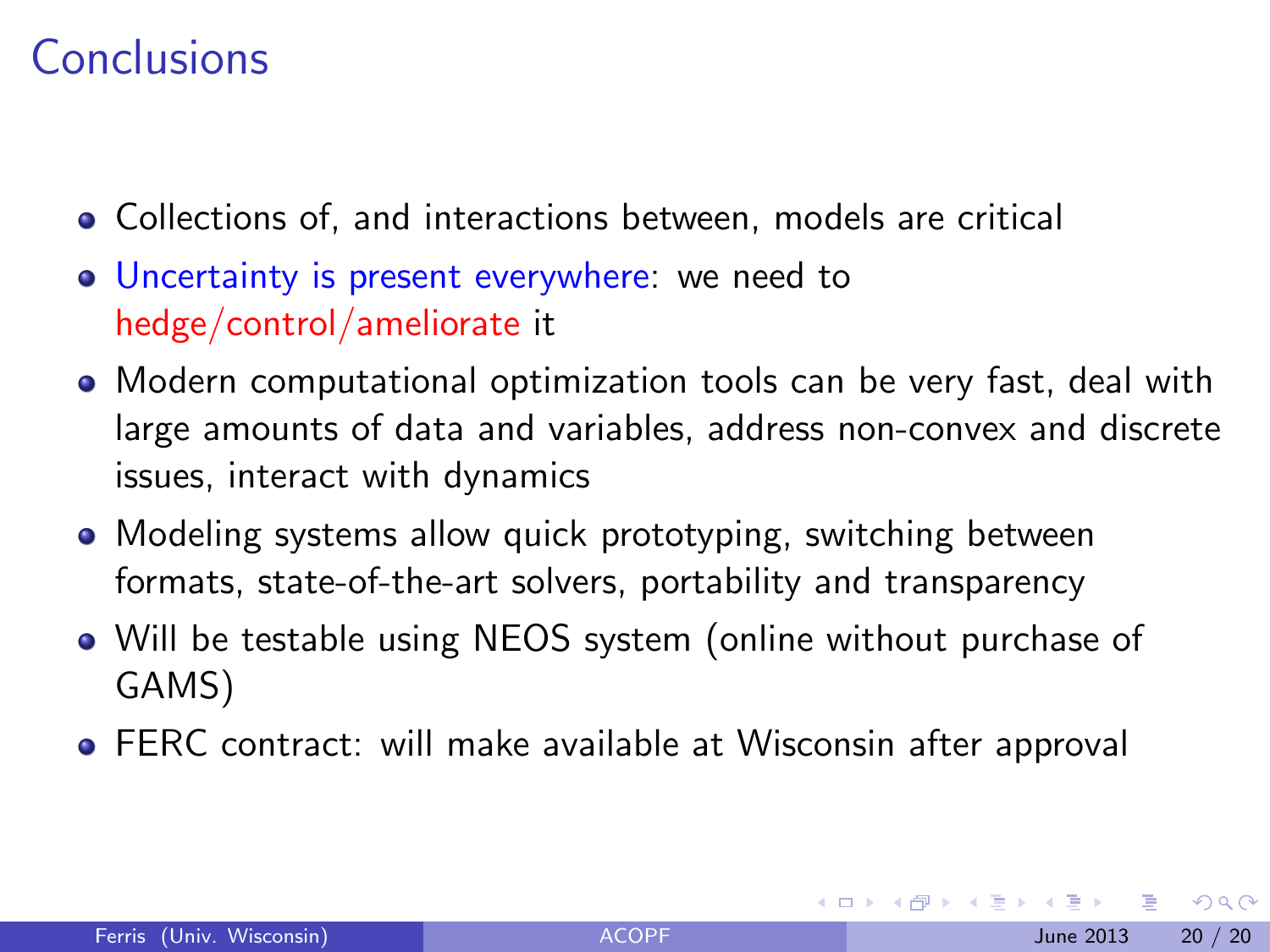# Conclusions

- Collections of, and interactions between, models are critical
- Uncertainty is present everywhere: we need to hedge/control/ameliorate it
- Modern computational optimization tools can be very fast, deal with large amounts of data and variables, address non-convex and discrete issues, interact with dynamics
- Modeling systems allow quick prototyping, switching between formats, state-of-the-art solvers, portability and transparency
- Will be testable using NEOS system (online without purchase of GAMS)
- FERC contract: will make available at Wisconsin after approval